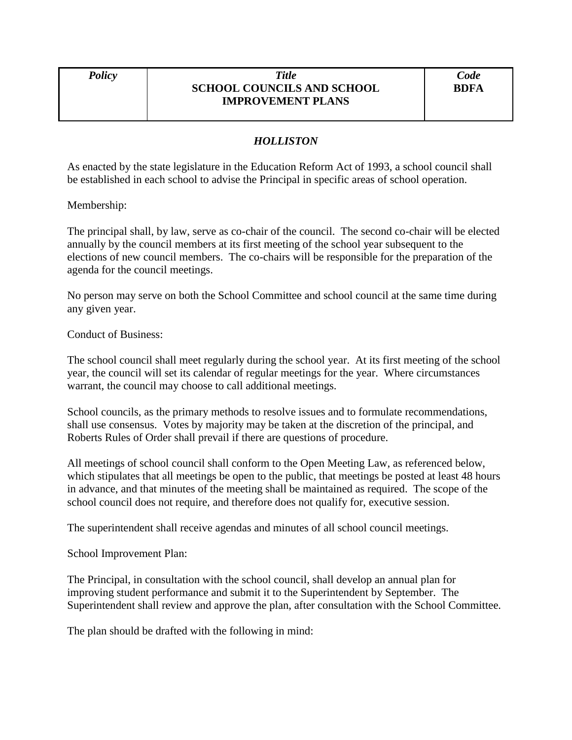| *Policy* | *Title* **SCHOOL COUNCILS AND SCHOOL IMPROVEMENT PLANS** | *Code* **BDFA** |
|---|---|---|

***HOLLISTON***

As enacted by the state legislature in the Education Reform Act of 1993, a school council shall be established in each school to advise the Principal in specific areas of school operation.

Membership:

The principal shall, by law, serve as co-chair of the council. The second co-chair will be elected annually by the council members at its first meeting of the school year subsequent to the elections of new council members. The co-chairs will be responsible for the preparation of the agenda for the council meetings.

No person may serve on both the School Committee and school council at the same time during any given year.

Conduct of Business:

The school council shall meet regularly during the school year. At its first meeting of the school year, the council will set its calendar of regular meetings for the year. Where circumstances warrant, the council may choose to call additional meetings.

School councils, as the primary methods to resolve issues and to formulate recommendations, shall use consensus. Votes by majority may be taken at the discretion of the principal, and Roberts Rules of Order shall prevail if there are questions of procedure.

All meetings of school council shall conform to the Open Meeting Law, as referenced below, which stipulates that all meetings be open to the public, that meetings be posted at least 48 hours in advance, and that minutes of the meeting shall be maintained as required. The scope of the school council does not require, and therefore does not qualify for, executive session.

The superintendent shall receive agendas and minutes of all school council meetings.

School Improvement Plan:

The Principal, in consultation with the school council, shall develop an annual plan for improving student performance and submit it to the Superintendent by September. The Superintendent shall review and approve the plan, after consultation with the School Committee.

The plan should be drafted with the following in mind: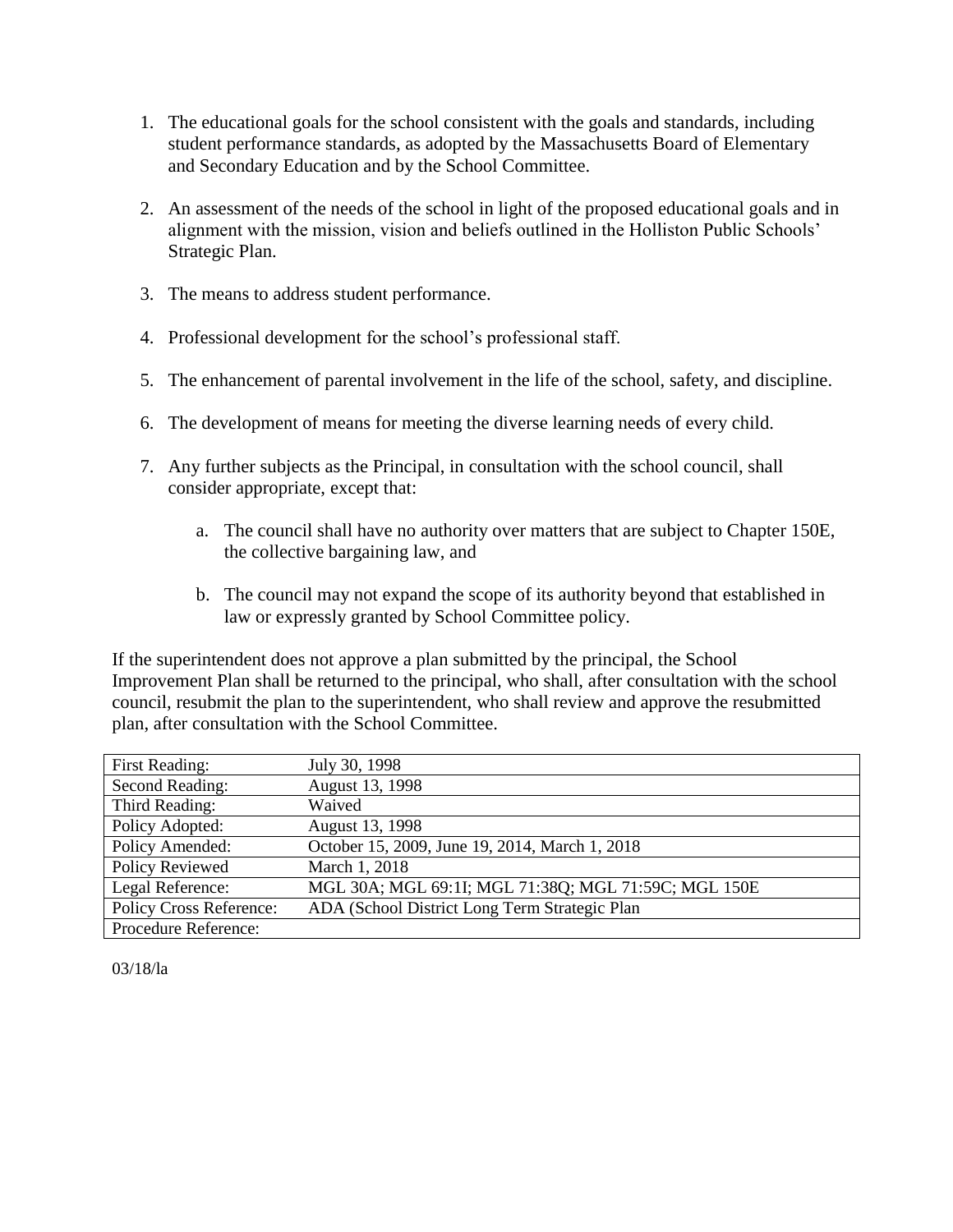1. The educational goals for the school consistent with the goals and standards, including student performance standards, as adopted by the Massachusetts Board of Elementary and Secondary Education and by the School Committee.

2. An assessment of the needs of the school in light of the proposed educational goals and in alignment with the mission, vision and beliefs outlined in the Holliston Public Schools' Strategic Plan.

3. The means to address student performance.

4. Professional development for the school's professional staff.

5. The enhancement of parental involvement in the life of the school, safety, and discipline.

6. The development of means for meeting the diverse learning needs of every child.

7. Any further subjects as the Principal, in consultation with the school council, shall consider appropriate, except that:

    a. The council shall have no authority over matters that are subject to Chapter 150E, the collective bargaining law, and

    b. The council may not expand the scope of its authority beyond that established in law or expressly granted by School Committee policy.

If the superintendent does not approve a plan submitted by the principal, the School Improvement Plan shall be returned to the principal, who shall, after consultation with the school council, resubmit the plan to the superintendent, who shall review and approve the resubmitted plan, after consultation with the School Committee.

| | |
|---|---|
| First Reading: | July 30, 1998 |
| Second Reading: | August 13, 1998 |
| Third Reading: | Waived |
| Policy Adopted: | August 13, 1998 |
| Policy Amended: | October 15, 2009, June 19, 2014, March 1, 2018 |
| Policy Reviewed | March 1, 2018 |
| Legal Reference: | MGL 30A; MGL 69:1I; MGL 71:38Q; MGL 71:59C; MGL 150E |
| Policy Cross Reference: | ADA (School District Long Term Strategic Plan |
| Procedure Reference: | |

03/18/la